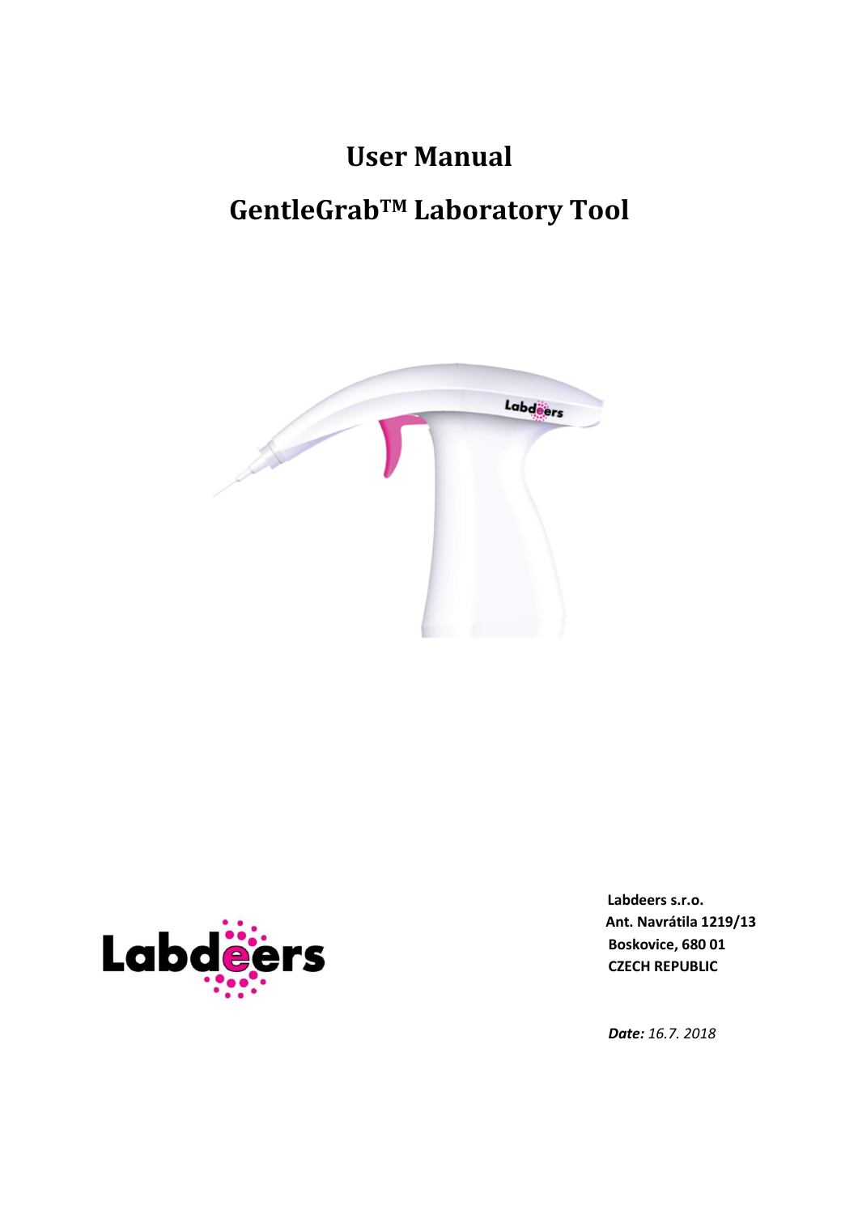# User Manual

# GentleGrab™ Laboratory Tool

**Labdeers s.r.o.**
**Ant. Navrátila 1219/13**
**Boskovice, 680 01**
**CZECH REPUBLIC**

***Date:*** *16.7. 2018*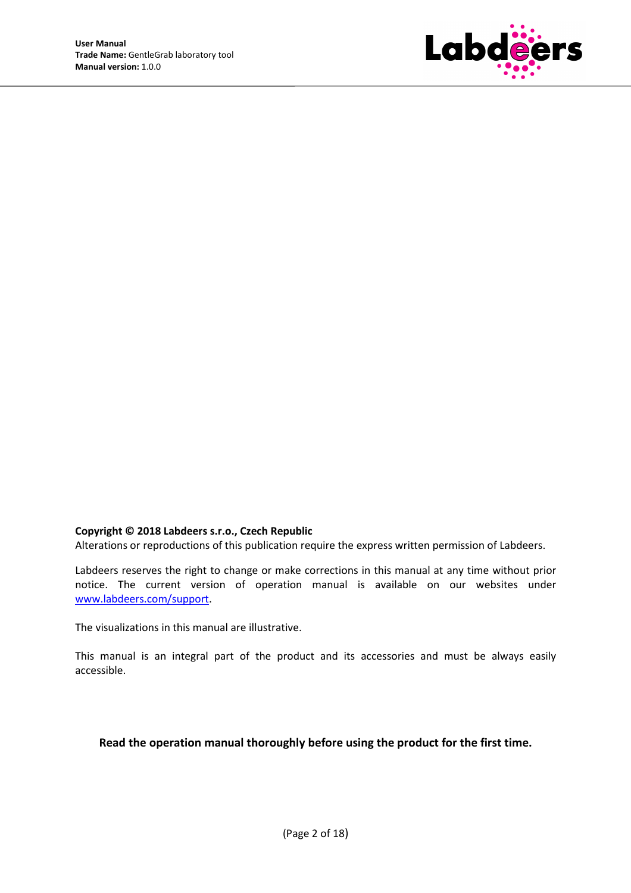**Copyright © 2018 Labdeers s.r.o., Czech Republic**
Alterations or reproductions of this publication require the express written permission of Labdeers.

Labdeers reserves the right to change or make corrections in this manual at any time without prior notice. The current version of operation manual is available on our websites under [www.labdeers.com/support](www.labdeers.com/support).

The visualizations in this manual are illustrative.

This manual is an integral part of the product and its accessories and must be always easily accessible.

**Read the operation manual thoroughly before using the product for the first time.**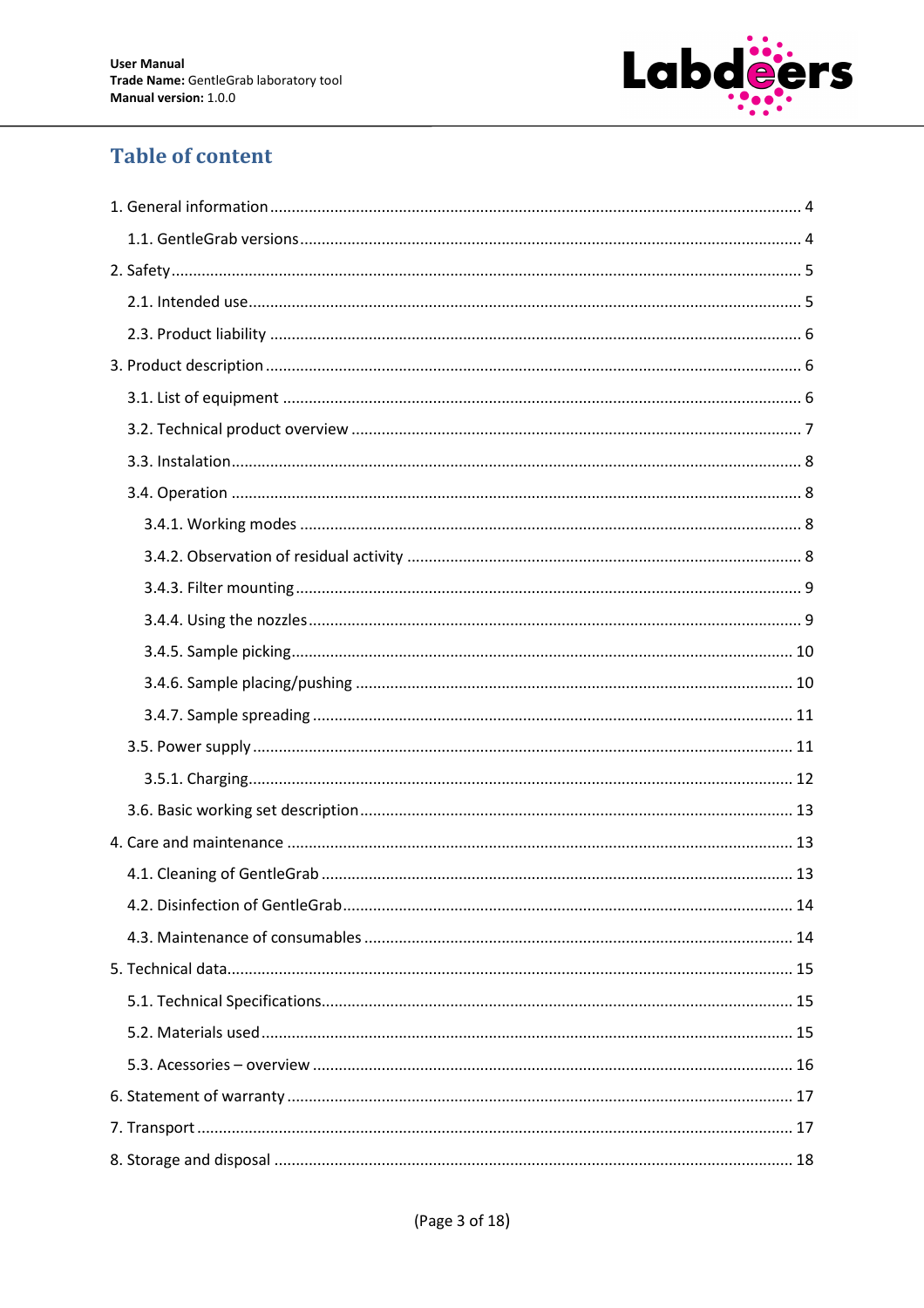# Table of content

1. General information ..................................................................................................................... 4
   1.1. GentleGrab versions ............................................................................................................... 4
2. Safety ............................................................................................................................................ 5
   2.1. Intended use ............................................................................................................................ 5
   2.3. Product liability ....................................................................................................................... 6
3. Product description ...................................................................................................................... 6
   3.1. List of equipment .................................................................................................................... 6
   3.2. Technical product overview .................................................................................................... 7
   3.3. Instalation ............................................................................................................................... 8
   3.4. Operation ................................................................................................................................ 8
      3.4.1. Working modes ................................................................................................................. 8
      3.4.2. Observation of residual activity ........................................................................................ 8
      3.4.3. Filter mounting .................................................................................................................. 9
      3.4.4. Using the nozzles .............................................................................................................. 9
      3.4.5. Sample picking ................................................................................................................ 10
      3.4.6. Sample placing/pushing .................................................................................................. 10
      3.4.7. Sample spreading ............................................................................................................ 11
   3.5. Power supply ......................................................................................................................... 11
      3.5.1. Charging .......................................................................................................................... 12
   3.6. Basic working set description ................................................................................................ 13
4. Care and maintenance ................................................................................................................ 13
   4.1. Cleaning of GentleGrab ......................................................................................................... 13
   4.2. Disinfection of GentleGrab .................................................................................................... 14
   4.3. Maintenance of consumables ............................................................................................... 14
5. Technical data .............................................................................................................................. 15
   5.1. Technical Specifications ......................................................................................................... 15
   5.2. Materials used ....................................................................................................................... 15
   5.3. Acessories – overview ........................................................................................................... 16
6. Statement of warranty ................................................................................................................ 17
7. Transport ..................................................................................................................................... 17
8. Storage and disposal ................................................................................................................... 18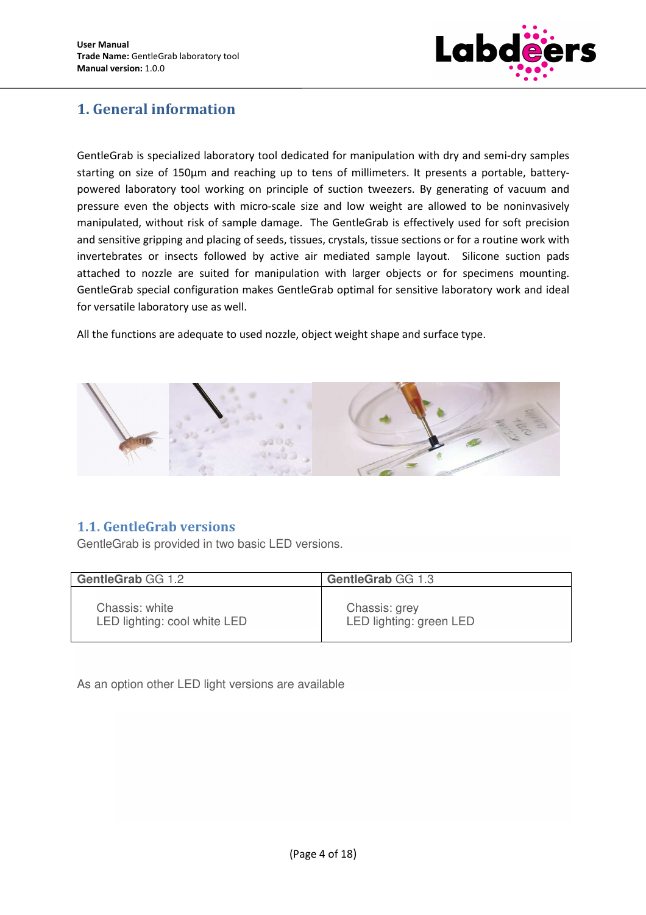## 1. General information

GentleGrab is specialized laboratory tool dedicated for manipulation with dry and semi-dry samples starting on size of 150µm and reaching up to tens of millimeters. It presents a portable, battery-powered laboratory tool working on principle of suction tweezers. By generating of vacuum and pressure even the objects with micro-scale size and low weight are allowed to be noninvasively manipulated, without risk of sample damage. The GentleGrab is effectively used for soft precision and sensitive gripping and placing of seeds, tissues, crystals, tissue sections or for a routine work with invertebrates or insects followed by active air mediated sample layout. Silicone suction pads attached to nozzle are suited for manipulation with larger objects or for specimens mounting. GentleGrab special configuration makes GentleGrab optimal for sensitive laboratory work and ideal for versatile laboratory use as well.

All the functions are adequate to used nozzle, object weight shape and surface type.

### 1.1. GentleGrab versions

GentleGrab is provided in two basic LED versions.

| **GentleGrab** GG 1.2 | **GentleGrab** GG 1.3 |
|---|---|
| Chassis: white<br>LED lighting: cool white LED | Chassis: grey<br>LED lighting: green LED |

As an option other LED light versions are available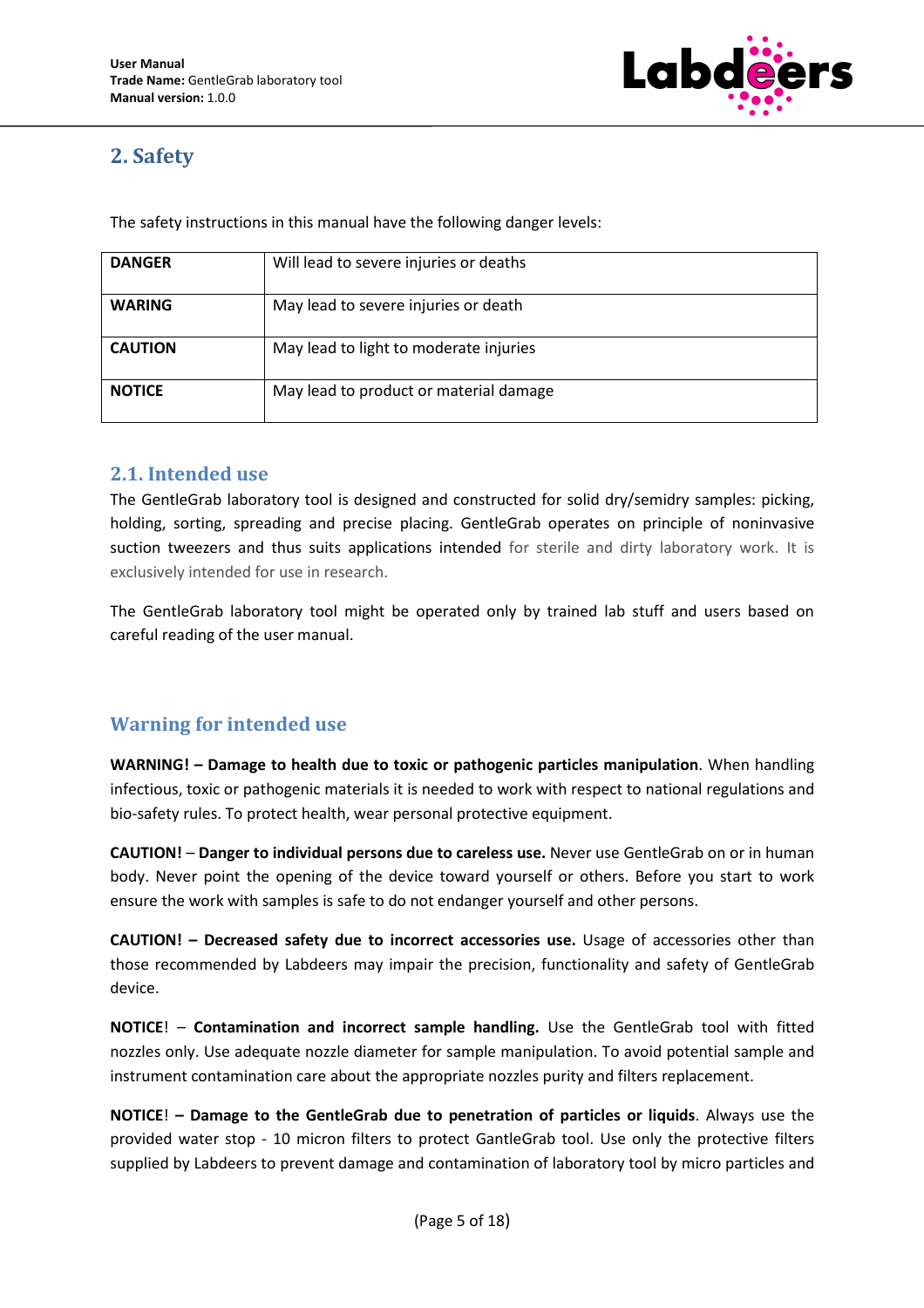## 2. Safety

The safety instructions in this manual have the following danger levels:

| | |
|---|---|
| **DANGER** | Will lead to severe injuries or deaths |
| **WARING** | May lead to severe injuries or death |
| **CAUTION** | May lead to light to moderate injuries |
| **NOTICE** | May lead to product or material damage |

### 2.1. Intended use

The GentleGrab laboratory tool is designed and constructed for solid dry/semidry samples: picking, holding, sorting, spreading and precise placing. GentleGrab operates on principle of noninvasive suction tweezers and thus suits applications intended for sterile and dirty laboratory work. It is exclusively intended for use in research.

The GentleGrab laboratory tool might be operated only by trained lab stuff and users based on careful reading of the user manual.

### Warning for intended use

**WARNING! – Damage to health due to toxic or pathogenic particles manipulation**. When handling infectious, toxic or pathogenic materials it is needed to work with respect to national regulations and bio-safety rules. To protect health, wear personal protective equipment.

**CAUTION!** – **Danger to individual persons due to careless use.** Never use GentleGrab on or in human body. Never point the opening of the device toward yourself or others. Before you start to work ensure the work with samples is safe to do not endanger yourself and other persons.

**CAUTION! – Decreased safety due to incorrect accessories use.** Usage of accessories other than those recommended by Labdeers may impair the precision, functionality and safety of GentleGrab device.

**NOTICE**! – **Contamination and incorrect sample handling.** Use the GentleGrab tool with fitted nozzles only. Use adequate nozzle diameter for sample manipulation. To avoid potential sample and instrument contamination care about the appropriate nozzles purity and filters replacement.

**NOTICE**! **– Damage to the GentleGrab due to penetration of particles or liquids**. Always use the provided water stop - 10 micron filters to protect GantleGrab tool. Use only the protective filters supplied by Labdeers to prevent damage and contamination of laboratory tool by micro particles and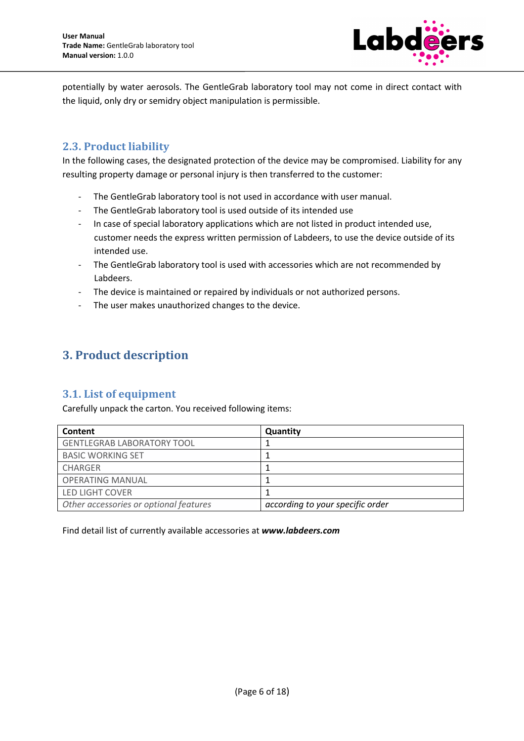potentially by water aerosols. The GentleGrab laboratory tool may not come in direct contact with the liquid, only dry or semidry object manipulation is permissible.

## 2.3. Product liability

In the following cases, the designated protection of the device may be compromised. Liability for any resulting property damage or personal injury is then transferred to the customer:

- The GentleGrab laboratory tool is not used in accordance with user manual.
- The GentleGrab laboratory tool is used outside of its intended use
- In case of special laboratory applications which are not listed in product intended use, customer needs the express written permission of Labdeers, to use the device outside of its intended use.
- The GentleGrab laboratory tool is used with accessories which are not recommended by Labdeers.
- The device is maintained or repaired by individuals or not authorized persons.
- The user makes unauthorized changes to the device.

# 3. Product description

## 3.1. List of equipment

Carefully unpack the carton. You received following items:

| Content | Quantity |
| --- | --- |
| GENTLEGRAB LABORATORY TOOL | 1 |
| BASIC WORKING SET | 1 |
| CHARGER | 1 |
| OPERATING MANUAL | 1 |
| LED LIGHT COVER | 1 |
| *Other accessories or optional features* | *according to your specific order* |

Find detail list of currently available accessories at ***www.labdeers.com***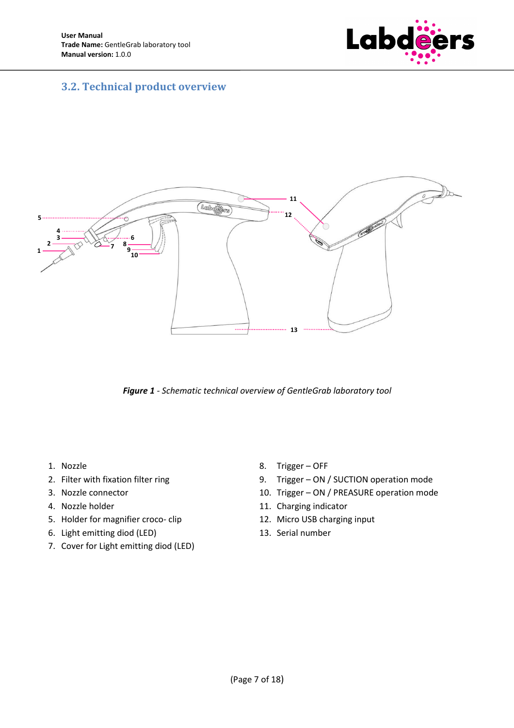## 3.2. Technical product overview

*Figure 1* - *Schematic technical overview of GentleGrab laboratory tool*

1. Nozzle
2. Filter with fixation filter ring
3. Nozzle connector
4. Nozzle holder
5. Holder for magnifier croco- clip
6. Light emitting diod (LED)
7. Cover for Light emitting diod (LED)
8. Trigger – OFF
9. Trigger – ON / SUCTION operation mode
10. Trigger – ON / PREASURE operation mode
11. Charging indicator
12. Micro USB charging input
13. Serial number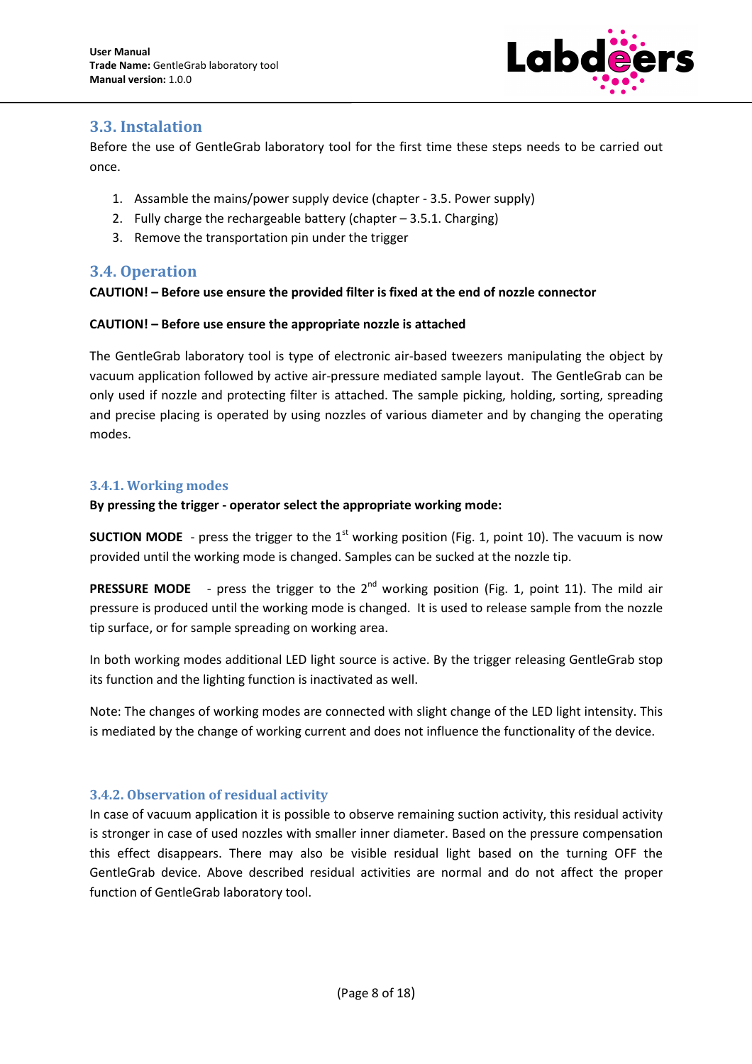## 3.3. Instalation

Before the use of GentleGrab laboratory tool for the first time these steps needs to be carried out once.

1. Assamble the mains/power supply device (chapter - 3.5. Power supply)
2. Fully charge the rechargeable battery (chapter – 3.5.1. Charging)
3. Remove the transportation pin under the trigger

## 3.4. Operation

**CAUTION! – Before use ensure the provided filter is fixed at the end of nozzle connector**

**CAUTION! – Before use ensure the appropriate nozzle is attached**

The GentleGrab laboratory tool is type of electronic air-based tweezers manipulating the object by vacuum application followed by active air-pressure mediated sample layout. The GentleGrab can be only used if nozzle and protecting filter is attached. The sample picking, holding, sorting, spreading and precise placing is operated by using nozzles of various diameter and by changing the operating modes.

### 3.4.1. Working modes

**By pressing the trigger - operator select the appropriate working mode:**

**SUCTION MODE** - press the trigger to the 1st working position (Fig. 1, point 10). The vacuum is now provided until the working mode is changed. Samples can be sucked at the nozzle tip.

**PRESSURE MODE** - press the trigger to the 2nd working position (Fig. 1, point 11). The mild air pressure is produced until the working mode is changed. It is used to release sample from the nozzle tip surface, or for sample spreading on working area.

In both working modes additional LED light source is active. By the trigger releasing GentleGrab stop its function and the lighting function is inactivated as well.

Note: The changes of working modes are connected with slight change of the LED light intensity. This is mediated by the change of working current and does not influence the functionality of the device.

### 3.4.2. Observation of residual activity

In case of vacuum application it is possible to observe remaining suction activity, this residual activity is stronger in case of used nozzles with smaller inner diameter. Based on the pressure compensation this effect disappears. There may also be visible residual light based on the turning OFF the GentleGrab device. Above described residual activities are normal and do not affect the proper function of GentleGrab laboratory tool.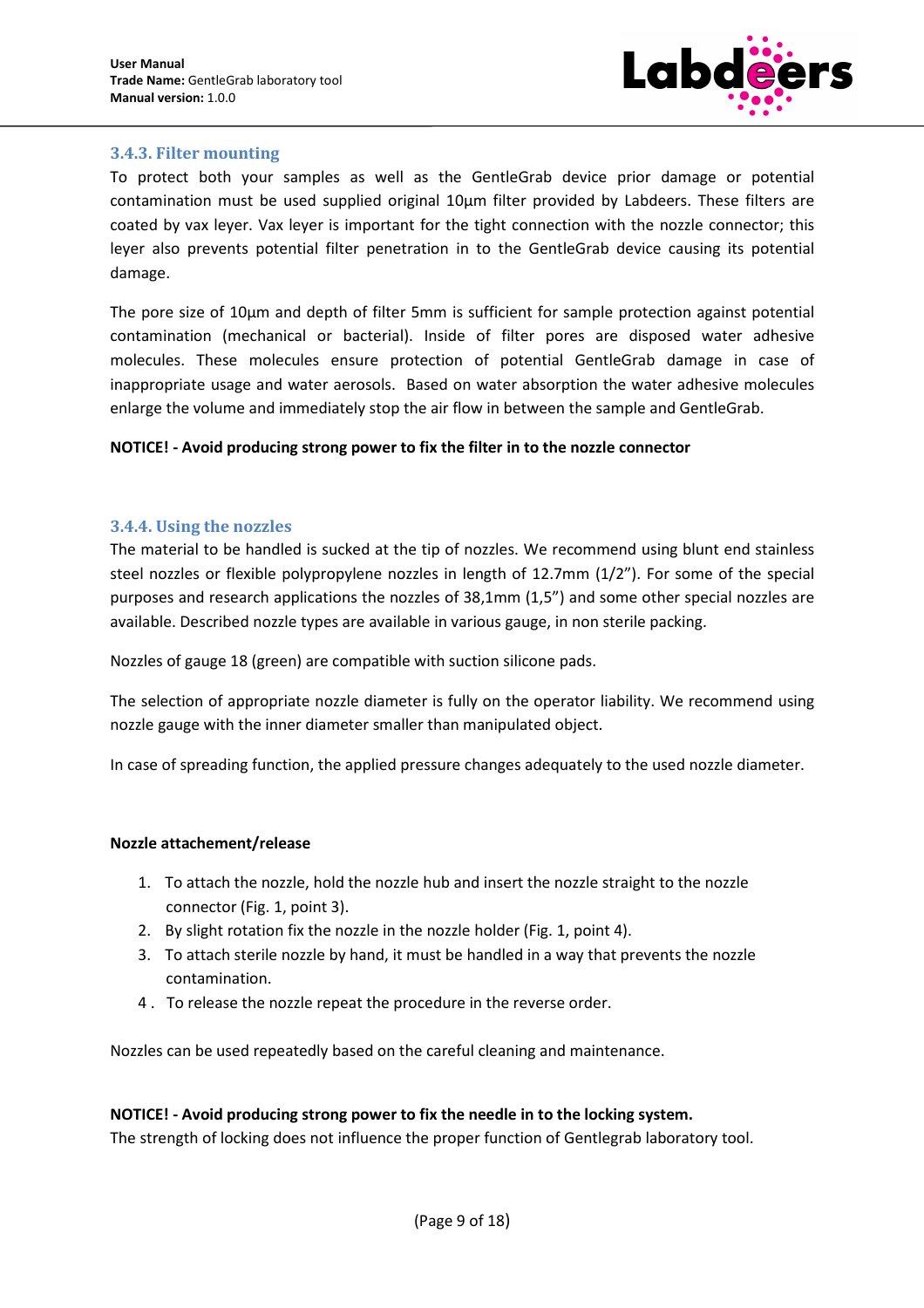### 3.4.3. Filter mounting

To protect both your samples as well as the GentleGrab device prior damage or potential contamination must be used supplied original 10µm filter provided by Labdeers. These filters are coated by vax leyer. Vax leyer is important for the tight connection with the nozzle connector; this leyer also prevents potential filter penetration in to the GentleGrab device causing its potential damage.

The pore size of 10µm and depth of filter 5mm is sufficient for sample protection against potential contamination (mechanical or bacterial). Inside of filter pores are disposed water adhesive molecules. These molecules ensure protection of potential GentleGrab damage in case of inappropriate usage and water aerosols. Based on water absorption the water adhesive molecules enlarge the volume and immediately stop the air flow in between the sample and GentleGrab.

**NOTICE! - Avoid producing strong power to fix the filter in to the nozzle connector**

### 3.4.4. Using the nozzles

The material to be handled is sucked at the tip of nozzles. We recommend using blunt end stainless steel nozzles or flexible polypropylene nozzles in length of 12.7mm (1/2"). For some of the special purposes and research applications the nozzles of 38,1mm (1,5") and some other special nozzles are available. Described nozzle types are available in various gauge, in non sterile packing.

Nozzles of gauge 18 (green) are compatible with suction silicone pads.

The selection of appropriate nozzle diameter is fully on the operator liability. We recommend using nozzle gauge with the inner diameter smaller than manipulated object.

In case of spreading function, the applied pressure changes adequately to the used nozzle diameter.

**Nozzle attachement/release**

1. To attach the nozzle, hold the nozzle hub and insert the nozzle straight to the nozzle connector (Fig. 1, point 3).
2. By slight rotation fix the nozzle in the nozzle holder (Fig. 1, point 4).
3. To attach sterile nozzle by hand, it must be handled in a way that prevents the nozzle contamination.
4. To release the nozzle repeat the procedure in the reverse order.

Nozzles can be used repeatedly based on the careful cleaning and maintenance.

**NOTICE! - Avoid producing strong power to fix the needle in to the locking system.**
The strength of locking does not influence the proper function of Gentlegrab laboratory tool.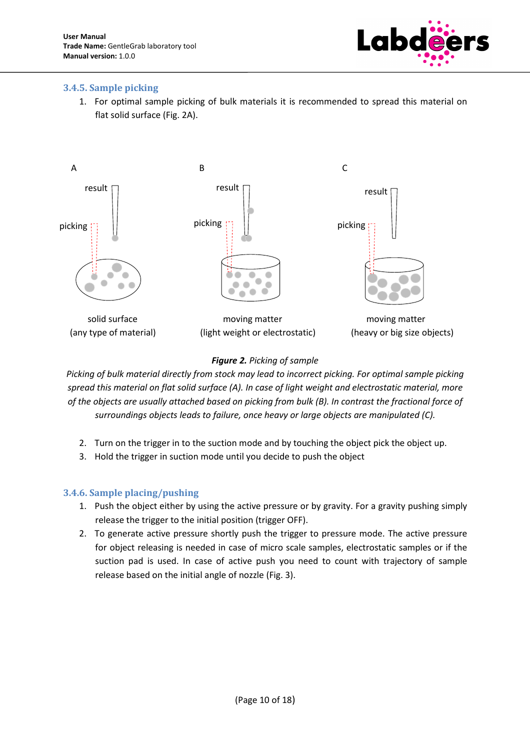### 3.4.5. Sample picking

1. For optimal sample picking of bulk materials it is recommended to spread this material on flat solid surface (Fig. 2A).

A

result

picking

solid surface
(any type of material)

B

result

picking

moving matter
(light weight or electrostatic)

C

result

picking

moving matter
(heavy or big size objects)

***Figure 2.*** *Picking of sample*

*Picking of bulk material directly from stock may lead to incorrect picking. For optimal sample picking spread this material on flat solid surface (A). In case of light weight and electrostatic material, more of the objects are usually attached based on picking from bulk (B). In contrast the fractional force of surroundings objects leads to failure, once heavy or large objects are manipulated (C).*

2. Turn on the trigger in to the suction mode and by touching the object pick the object up.
3. Hold the trigger in suction mode until you decide to push the object

### 3.4.6. Sample placing/pushing

1. Push the object either by using the active pressure or by gravity. For a gravity pushing simply release the trigger to the initial position (trigger OFF).
2. To generate active pressure shortly push the trigger to pressure mode. The active pressure for object releasing is needed in case of micro scale samples, electrostatic samples or if the suction pad is used. In case of active push you need to count with trajectory of sample release based on the initial angle of nozzle (Fig. 3).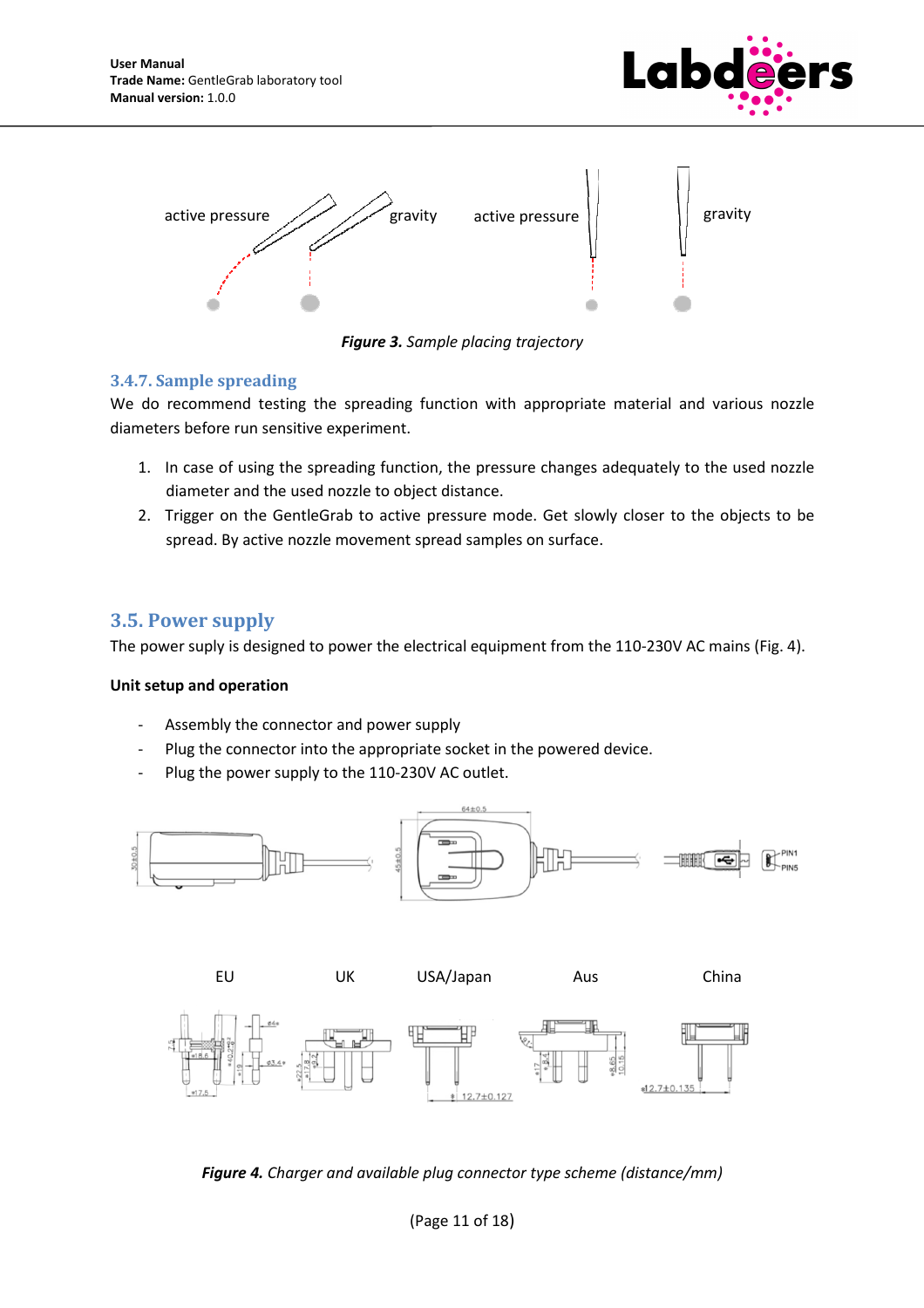*Figure 3.* *Sample placing trajectory*

### 3.4.7. Sample spreading

We do recommend testing the spreading function with appropriate material and various nozzle diameters before run sensitive experiment.

1. In case of using the spreading function, the pressure changes adequately to the used nozzle diameter and the used nozzle to object distance.
2. Trigger on the GentleGrab to active pressure mode. Get slowly closer to the objects to be spread. By active nozzle movement spread samples on surface.

## 3.5. Power supply

The power suply is designed to power the electrical equipment from the 110-230V AC mains (Fig. 4).

**Unit setup and operation**

- Assembly the connector and power supply
- Plug the connector into the appropriate socket in the powered device.
- Plug the power supply to the 110-230V AC outlet.

*Figure 4.* *Charger and available plug connector type scheme (distance/mm)*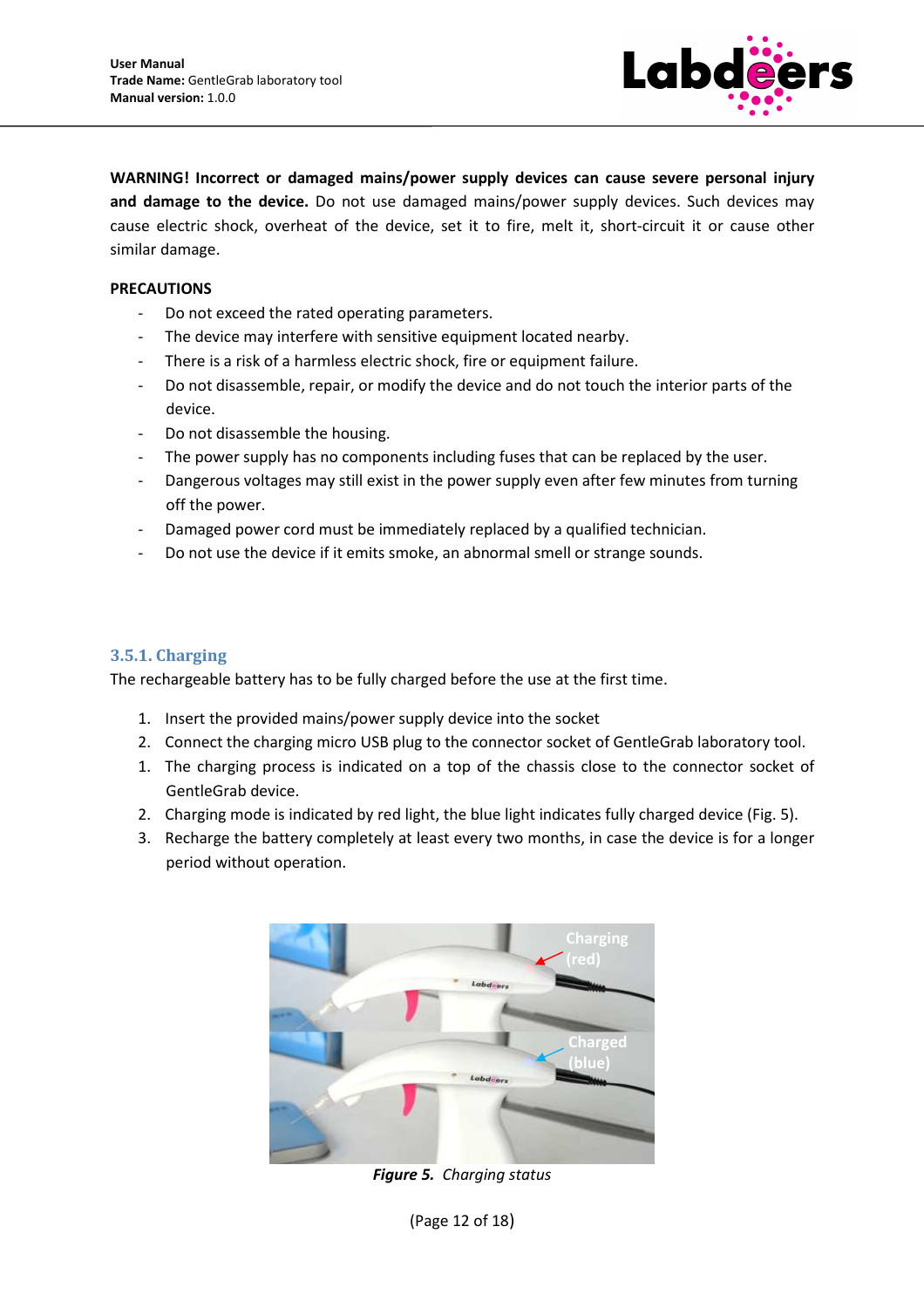**WARNING! Incorrect or damaged mains/power supply devices can cause severe personal injury and damage to the device.** Do not use damaged mains/power supply devices. Such devices may cause electric shock, overheat of the device, set it to fire, melt it, short-circuit it or cause other similar damage.

**PRECAUTIONS**

- Do not exceed the rated operating parameters.
- The device may interfere with sensitive equipment located nearby.
- There is a risk of a harmless electric shock, fire or equipment failure.
- Do not disassemble, repair, or modify the device and do not touch the interior parts of the device.
- Do not disassemble the housing.
- The power supply has no components including fuses that can be replaced by the user.
- Dangerous voltages may still exist in the power supply even after few minutes from turning off the power.
- Damaged power cord must be immediately replaced by a qualified technician.
- Do not use the device if it emits smoke, an abnormal smell or strange sounds.

### 3.5.1. Charging

The rechargeable battery has to be fully charged before the use at the first time.

1. Insert the provided mains/power supply device into the socket
2. Connect the charging micro USB plug to the connector socket of GentleGrab laboratory tool.
1. The charging process is indicated on a top of the chassis close to the connector socket of GentleGrab device.
2. Charging mode is indicated by red light, the blue light indicates fully charged device (Fig. 5).
3. Recharge the battery completely at least every two months, in case the device is for a longer period without operation.

***Figure 5.*** *Charging status*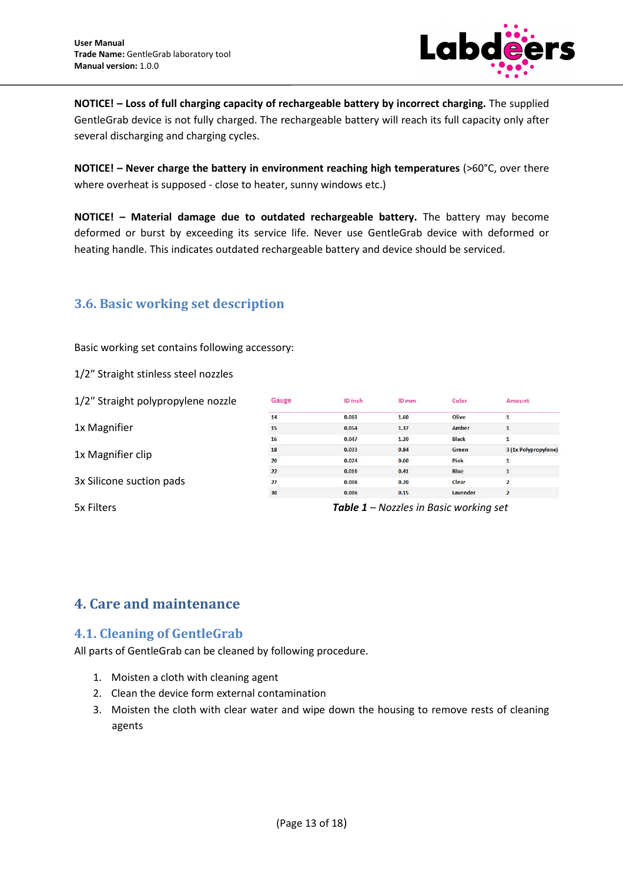**NOTICE! – Loss of full charging capacity of rechargeable battery by incorrect charging.** The supplied GentleGrab device is not fully charged. The rechargeable battery will reach its full capacity only after several discharging and charging cycles.

**NOTICE! – Never charge the battery in environment reaching high temperatures** (>60°C, over there where overheat is supposed - close to heater, sunny windows etc.)

**NOTICE! – Material damage due to outdated rechargeable battery.** The battery may become deformed or burst by exceeding its service life. Never use GentleGrab device with deformed or heating handle. This indicates outdated rechargeable battery and device should be serviced.

### 3.6. Basic working set description

Basic working set contains following accessory:

1/2" Straight stinless steel nozzles

1/2" Straight polypropylene nozzle

1x Magnifier

1x Magnifier clip

3x Silicone suction pads

5x Filters

| Gauge | ID inch | ID mm | Color | Amount |
|---|---|---|---|---|
| 14 | 0.063 | 1.60 | Olive | 1 |
| 15 | 0.054 | 1.37 | Amber | 1 |
| 16 | 0.047 | 1.20 | Black | 1 |
| 18 | 0.033 | 0.84 | Green | 3 (1x Polypropylene) |
| 20 | 0.024 | 0.60 | Pink | 1 |
| 22 | 0.016 | 0.41 | Blue | 1 |
| 27 | 0.008 | 0.20 | Clear | 2 |
| 30 | 0.006 | 0.15 | Lavender | 2 |

***Table 1*** *– Nozzles in Basic working set*

## 4. Care and maintenance

### 4.1. Cleaning of GentleGrab

All parts of GentleGrab can be cleaned by following procedure.

1. Moisten a cloth with cleaning agent
2. Clean the device form external contamination
3. Moisten the cloth with clear water and wipe down the housing to remove rests of cleaning agents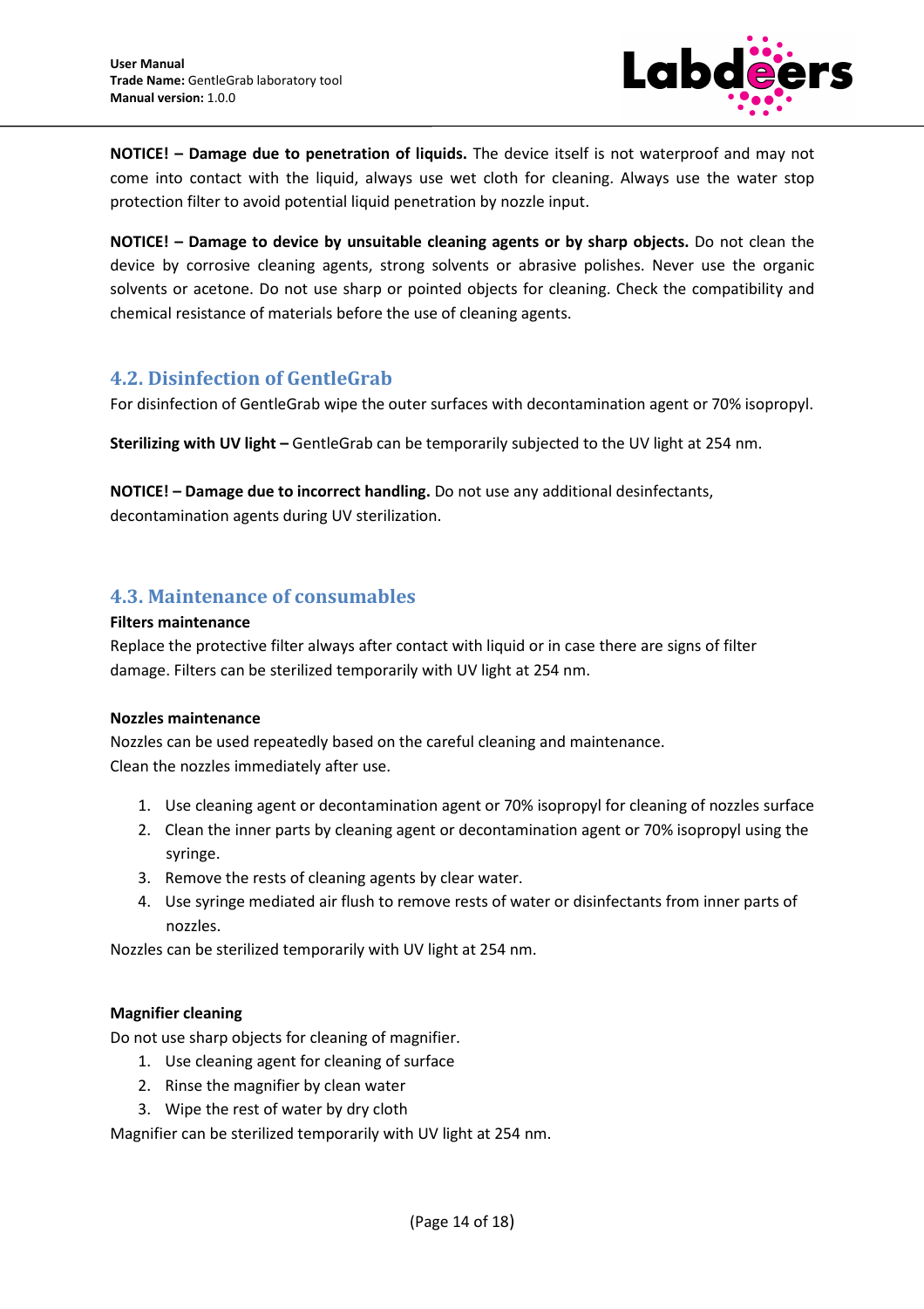**NOTICE! – Damage due to penetration of liquids.** The device itself is not waterproof and may not come into contact with the liquid, always use wet cloth for cleaning. Always use the water stop protection filter to avoid potential liquid penetration by nozzle input.

**NOTICE! – Damage to device by unsuitable cleaning agents or by sharp objects.** Do not clean the device by corrosive cleaning agents, strong solvents or abrasive polishes. Never use the organic solvents or acetone. Do not use sharp or pointed objects for cleaning. Check the compatibility and chemical resistance of materials before the use of cleaning agents.

## 4.2. Disinfection of GentleGrab

For disinfection of GentleGrab wipe the outer surfaces with decontamination agent or 70% isopropyl.

**Sterilizing with UV light –** GentleGrab can be temporarily subjected to the UV light at 254 nm.

**NOTICE! – Damage due to incorrect handling.** Do not use any additional desinfectants, decontamination agents during UV sterilization.

## 4.3. Maintenance of consumables

**Filters maintenance**

Replace the protective filter always after contact with liquid or in case there are signs of filter damage. Filters can be sterilized temporarily with UV light at 254 nm.

**Nozzles maintenance**

Nozzles can be used repeatedly based on the careful cleaning and maintenance.
Clean the nozzles immediately after use.

1. Use cleaning agent or decontamination agent or 70% isopropyl for cleaning of nozzles surface
2. Clean the inner parts by cleaning agent or decontamination agent or 70% isopropyl using the syringe.
3. Remove the rests of cleaning agents by clear water.
4. Use syringe mediated air flush to remove rests of water or disinfectants from inner parts of nozzles.

Nozzles can be sterilized temporarily with UV light at 254 nm.

**Magnifier cleaning**

Do not use sharp objects for cleaning of magnifier.

1. Use cleaning agent for cleaning of surface
2. Rinse the magnifier by clean water
3. Wipe the rest of water by dry cloth

Magnifier can be sterilized temporarily with UV light at 254 nm.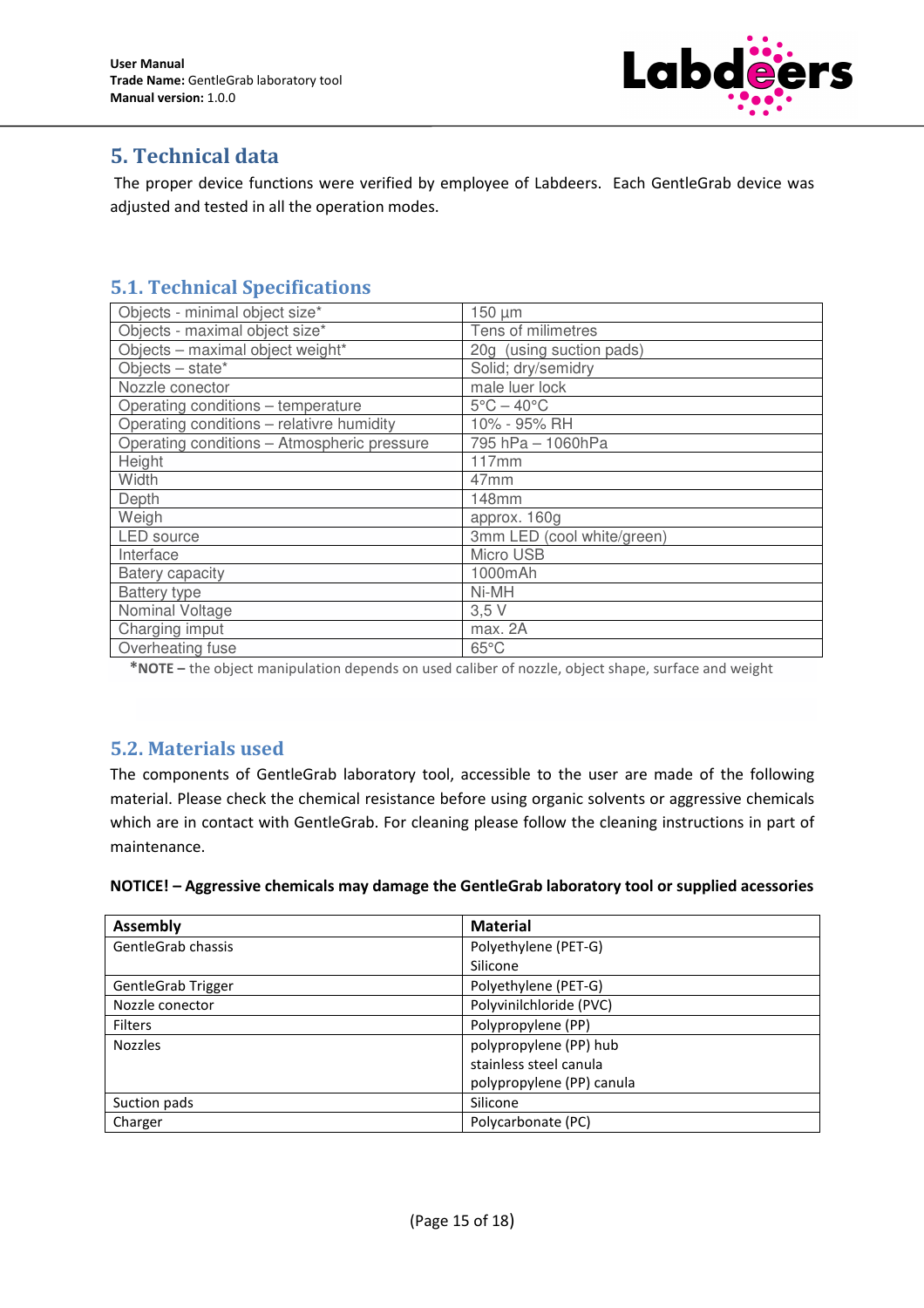## 5. Technical data

The proper device functions were verified by employee of Labdeers. Each GentleGrab device was adjusted and tested in all the operation modes.

### 5.1. Technical Specifications

| | |
|---|---|
| Objects - minimal object size* | 150 µm |
| Objects - maximal object size* | Tens of milimetres |
| Objects – maximal object weight* | 20g (using suction pads) |
| Objects – state* | Solid; dry/semidry |
| Nozzle conector | male luer lock |
| Operating conditions – temperature | 5°C – 40°C |
| Operating conditions – relativre humidity | 10% - 95% RH |
| Operating conditions – Atmospheric pressure | 795 hPa – 1060hPa |
| Height | 117mm |
| Width | 47mm |
| Depth | 148mm |
| Weigh | approx. 160g |
| LED source | 3mm LED (cool white/green) |
| Interface | Micro USB |
| Batery capacity | 1000mAh |
| Battery type | Ni-MH |
| Nominal Voltage | 3,5 V |
| Charging imput | max. 2A |
| Overheating fuse | 65°C |

***NOTE –** the object manipulation depends on used caliber of nozzle, object shape, surface and weight

### 5.2. Materials used

The components of GentleGrab laboratory tool, accessible to the user are made of the following material. Please check the chemical resistance before using organic solvents or aggressive chemicals which are in contact with GentleGrab. For cleaning please follow the cleaning instructions in part of maintenance.

**NOTICE! – Aggressive chemicals may damage the GentleGrab laboratory tool or supplied acessories**

| Assembly | Material |
|---|---|
| GentleGrab chassis | Polyethylene (PET-G)<br>Silicone |
| GentleGrab Trigger | Polyethylene (PET-G) |
| Nozzle conector | Polyvinilchloride (PVC) |
| Filters | Polypropylene (PP) |
| Nozzles | polypropylene (PP) hub<br>stainless steel canula<br>polypropylene (PP) canula |
| Suction pads | Silicone |
| Charger | Polycarbonate (PC) |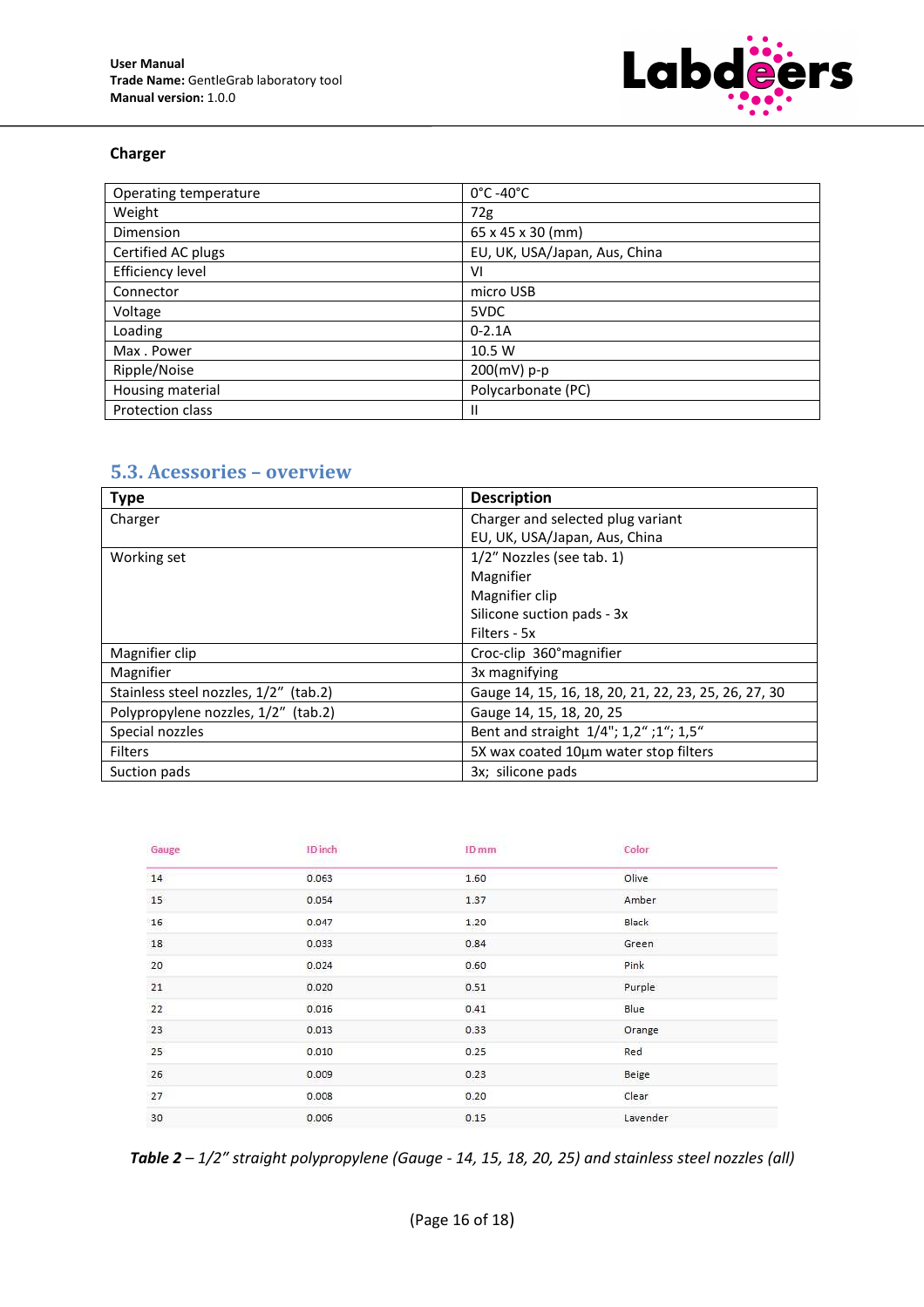**Charger**

| Operating temperature | 0°C -40°C |
|---|---|
| Weight | 72g |
| Dimension | 65 x 45 x 30 (mm) |
| Certified AC plugs | EU, UK, USA/Japan, Aus, China |
| Efficiency level | VI |
| Connector | micro USB |
| Voltage | 5VDC |
| Loading | 0-2.1A |
| Max . Power | 10.5 W |
| Ripple/Noise | 200(mV) p-p |
| Housing material | Polycarbonate (PC) |
| Protection class | II |

## 5.3. Acessories – overview

| Type | Description |
|---|---|
| Charger | Charger and selected plug variant<br>EU, UK, USA/Japan, Aus, China |
| Working set | 1/2" Nozzles (see tab. 1)<br>Magnifier<br>Magnifier clip<br>Silicone suction pads - 3x<br>Filters - 5x |
| Magnifier clip | Croc-clip 360°magnifier |
| Magnifier | 3x magnifying |
| Stainless steel nozzles, 1/2" (tab.2) | Gauge 14, 15, 16, 18, 20, 21, 22, 23, 25, 26, 27, 30 |
| Polypropylene nozzles, 1/2" (tab.2) | Gauge 14, 15, 18, 20, 25 |
| Special nozzles | Bent and straight 1/4"; 1,2" ;1"; 1,5" |
| Filters | 5X wax coated 10µm water stop filters |
| Suction pads | 3x; silicone pads |

| Gauge | ID inch | ID mm | Color |
|---|---|---|---|
| 14 | 0.063 | 1.60 | Olive |
| 15 | 0.054 | 1.37 | Amber |
| 16 | 0.047 | 1.20 | Black |
| 18 | 0.033 | 0.84 | Green |
| 20 | 0.024 | 0.60 | Pink |
| 21 | 0.020 | 0.51 | Purple |
| 22 | 0.016 | 0.41 | Blue |
| 23 | 0.013 | 0.33 | Orange |
| 25 | 0.010 | 0.25 | Red |
| 26 | 0.009 | 0.23 | Beige |
| 27 | 0.008 | 0.20 | Clear |
| 30 | 0.006 | 0.15 | Lavender |

***Table 2*** *– 1/2" straight polypropylene (Gauge - 14, 15, 18, 20, 25) and stainless steel nozzles (all)*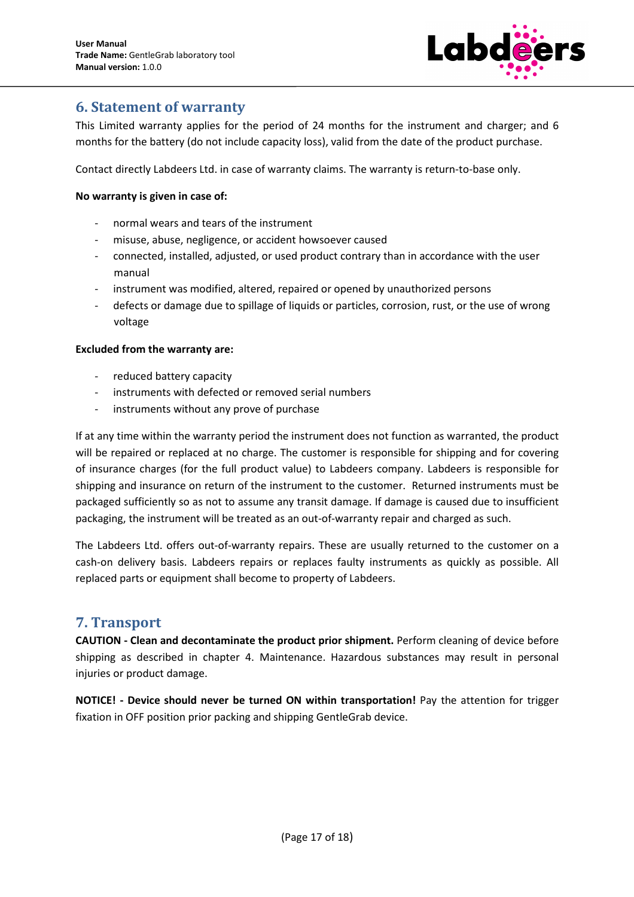## 6. Statement of warranty

This Limited warranty applies for the period of 24 months for the instrument and charger; and 6 months for the battery (do not include capacity loss), valid from the date of the product purchase.

Contact directly Labdeers Ltd. in case of warranty claims. The warranty is return-to-base only.

**No warranty is given in case of:**

- normal wears and tears of the instrument
- misuse, abuse, negligence, or accident howsoever caused
- connected, installed, adjusted, or used product contrary than in accordance with the user manual
- instrument was modified, altered, repaired or opened by unauthorized persons
- defects or damage due to spillage of liquids or particles, corrosion, rust, or the use of wrong voltage

**Excluded from the warranty are:**

- reduced battery capacity
- instruments with defected or removed serial numbers
- instruments without any prove of purchase

If at any time within the warranty period the instrument does not function as warranted, the product will be repaired or replaced at no charge. The customer is responsible for shipping and for covering of insurance charges (for the full product value) to Labdeers company. Labdeers is responsible for shipping and insurance on return of the instrument to the customer. Returned instruments must be packaged sufficiently so as not to assume any transit damage. If damage is caused due to insufficient packaging, the instrument will be treated as an out-of-warranty repair and charged as such.

The Labdeers Ltd. offers out-of-warranty repairs. These are usually returned to the customer on a cash-on delivery basis. Labdeers repairs or replaces faulty instruments as quickly as possible. All replaced parts or equipment shall become to property of Labdeers.

## 7. Transport

**CAUTION - Clean and decontaminate the product prior shipment.** Perform cleaning of device before shipping as described in chapter 4. Maintenance. Hazardous substances may result in personal injuries or product damage.

**NOTICE! - Device should never be turned ON within transportation!** Pay the attention for trigger fixation in OFF position prior packing and shipping GentleGrab device.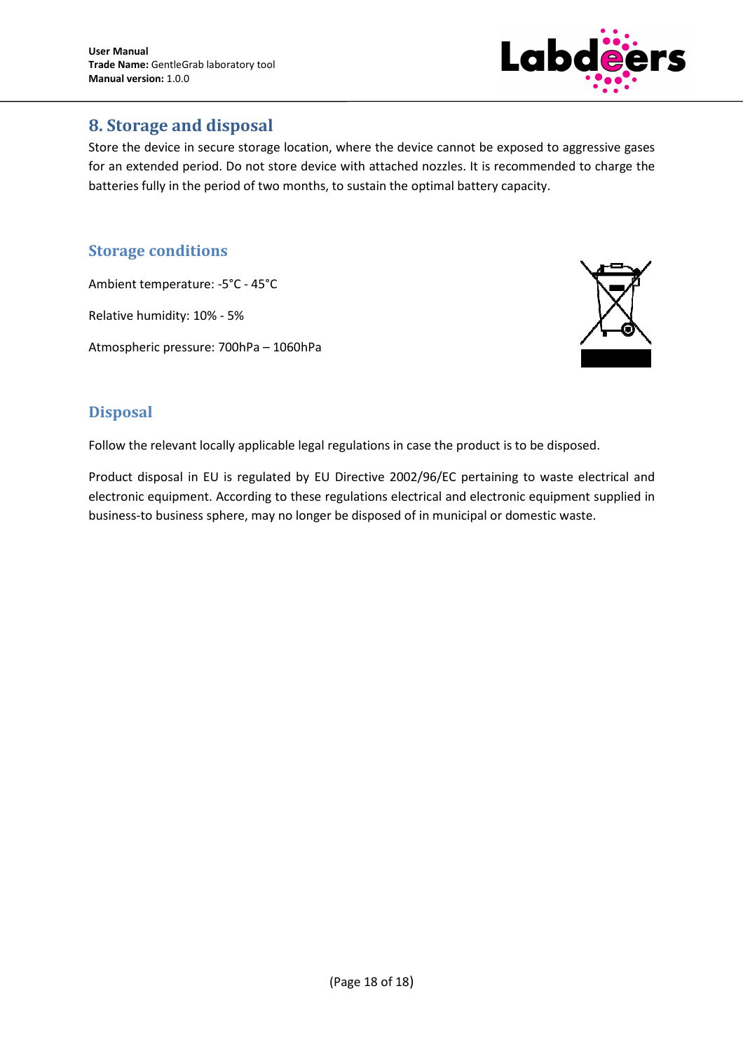## 8. Storage and disposal

Store the device in secure storage location, where the device cannot be exposed to aggressive gases for an extended period. Do not store device with attached nozzles. It is recommended to charge the batteries fully in the period of two months, to sustain the optimal battery capacity.

### Storage conditions

Ambient temperature: -5°C - 45°C

Relative humidity: 10% - 5%

Atmospheric pressure: 700hPa – 1060hPa

### Disposal

Follow the relevant locally applicable legal regulations in case the product is to be disposed.

Product disposal in EU is regulated by EU Directive 2002/96/EC pertaining to waste electrical and electronic equipment. According to these regulations electrical and electronic equipment supplied in business-to business sphere, may no longer be disposed of in municipal or domestic waste.